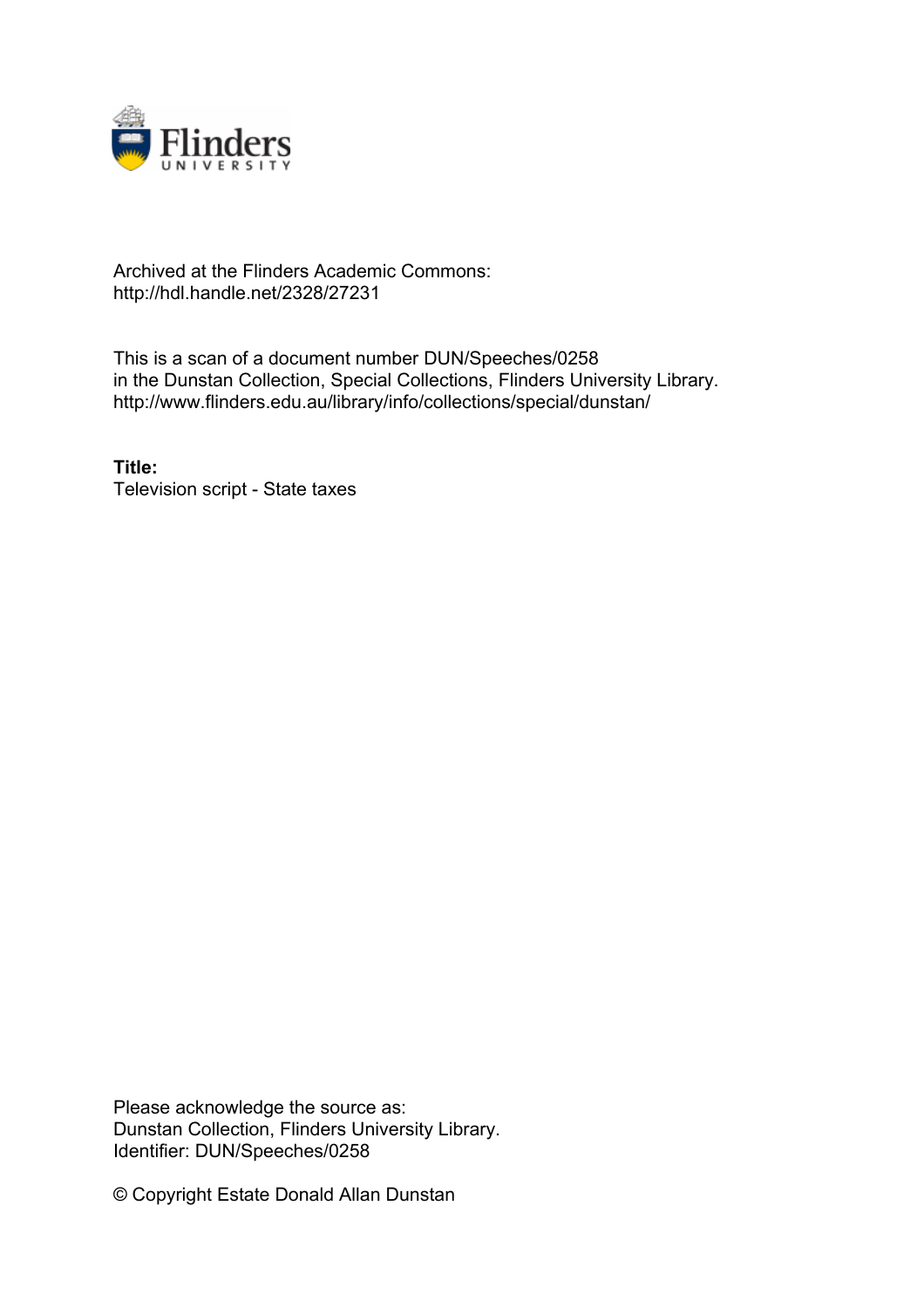Archived at the Flinders Academic Commons:
http://hdl.handle.net/2328/27231

This is a scan of a document number DUN/Speeches/0258
in the Dunstan Collection, Special Collections, Flinders University Library.
http://www.flinders.edu.au/library/info/collections/special/dunstan/

**Title:**
Television script - State taxes

Please acknowledge the source as:
Dunstan Collection, Flinders University Library.
Identifier: DUN/Speeches/0258

© Copyright Estate Donald Allan Dunstan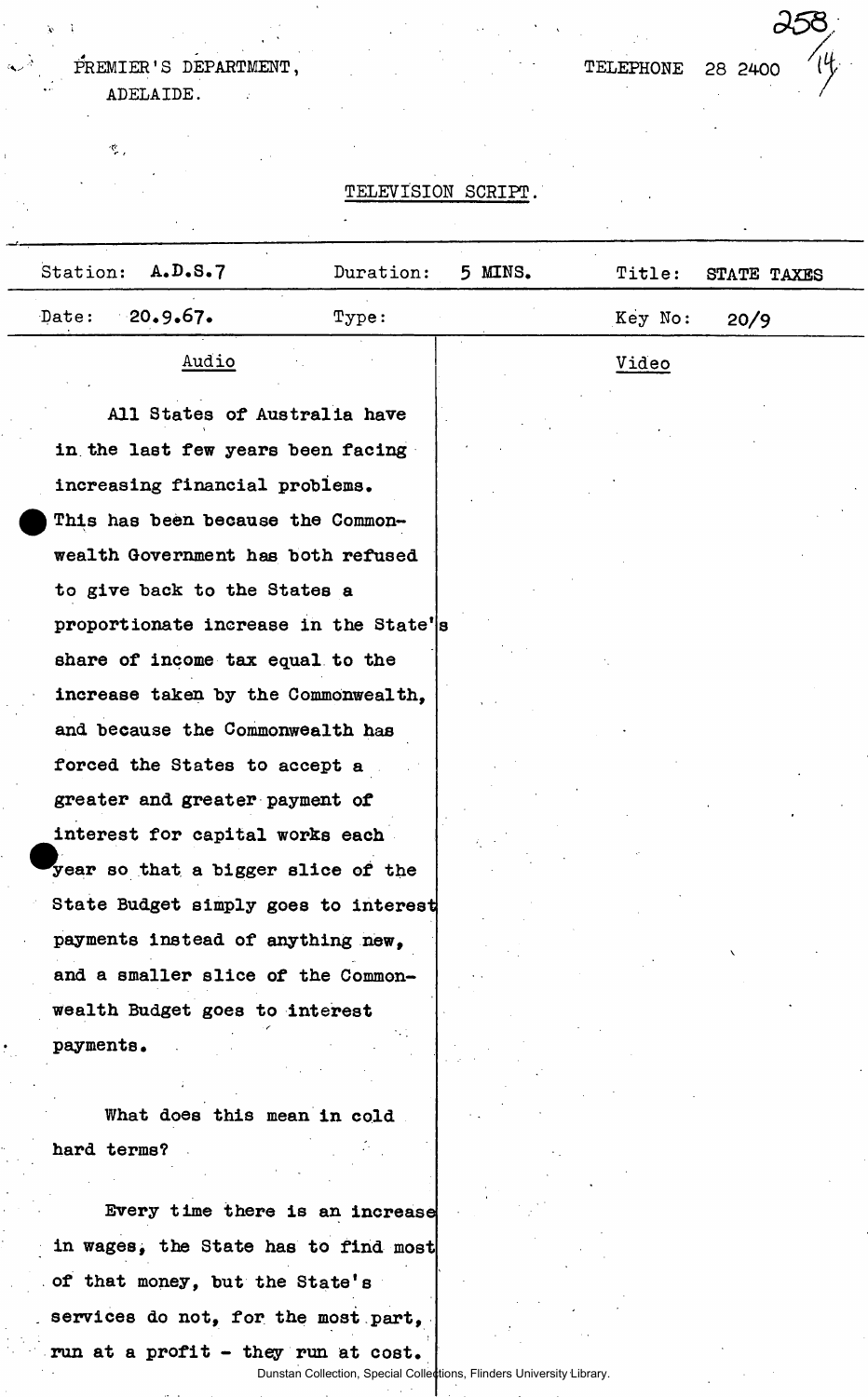PREMIER'S DEPARTMENT,
ADELAIDE.

TELEPHONE 28 2400

## TELEVISION SCRIPT.

| Station: A.D.S.7 | Duration: 5 MINS. | Title: STATE TAXES |
|---|---|---|
| Date: 20.9.67. | Type: | Key No: 20/9 |

| Audio | Video |
|---|---|
| All States of Australia have in the last few years been facing increasing financial problems. This has been because the Commonwealth Government has both refused to give back to the States a proportionate increase in the State's share of income tax equal to the increase taken by the Commonwealth, and because the Commonwealth has forced the States to accept a greater and greater payment of interest for capital works each year so that a bigger slice of the State Budget simply goes to interest payments instead of anything new, and a smaller slice of the Commonwealth Budget goes to interest payments. | |
| What does this mean in cold hard terms? | |
| Every time there is an increase in wages, the State has to find most of that money, but the State's services do not, for the most part, run at a profit - they run at cost. | |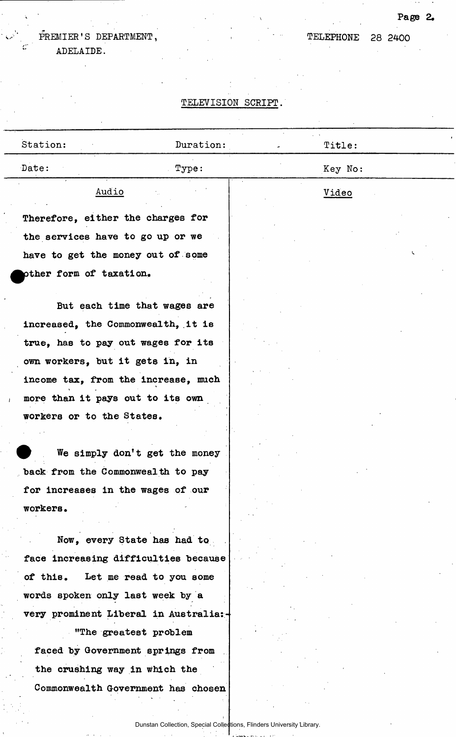PREMIER'S DEPARTMENT,
ADELAIDE.

TELEPHONE 28 2400

TELEVISION SCRIPT.

| Station: | Duration: | Title: |
|---|---|---|
| Date: | Type: | Key No: |

| Audio | Video |
|---|---|
| Therefore, either the charges for the services have to go up or we have to get the money out of some other form of taxation. | |
| But each time that wages are increased, the Commonwealth, it is true, has to pay out wages for its own workers, but it gets in, in income tax, from the increase, much more than it pays out to its own workers or to the States. | |
| We simply don't get the money back from the Commonwealth to pay for increases in the wages of our workers. | |
| Now, every State has had to face increasing difficulties because of this. Let me read to you some words spoken only last week by a very prominent Liberal in Australia:- | |
| "The greatest problem faced by Government springs from the crushing way in which the Commonwealth Government has chosen | |

Dunstan Collection, Special Collections, Flinders University Library.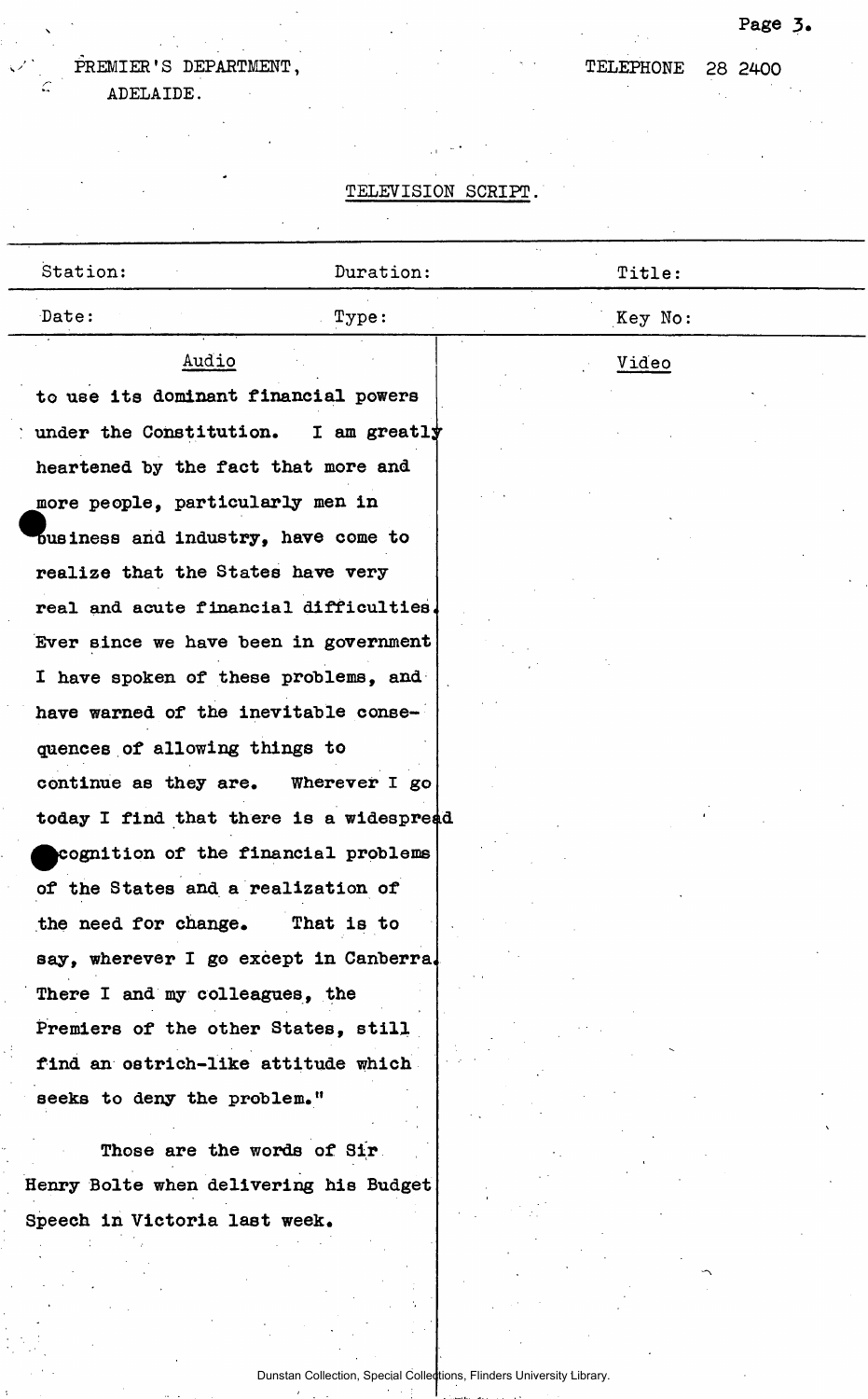PREMIER'S DEPARTMENT,
ADELAIDE.

TELEPHONE 28 2400

TELEVISION SCRIPT.

| Station: | Duration: | Title: |
|---|---|---|
| Date: | Type: | Key No: |

| Audio | Video |
|---|---|
| to use its dominant financial powers under the Constitution. I am greatly heartened by the fact that more and more people, particularly men in business and industry, have come to realize that the States have very real and acute financial difficulties. Ever since we have been in government I have spoken of these problems, and have warned of the inevitable consequences of allowing things to continue as they are. Wherever I go today I find that there is a widespread recognition of the financial problems of the States and a realization of the need for change. That is to say, wherever I go except in Canberra. There I and my colleagues, the Premiers of the other States, still find an ostrich-like attitude which seeks to deny the problem." | |
| Those are the words of Sir Henry Bolte when delivering his Budget Speech in Victoria last week. | |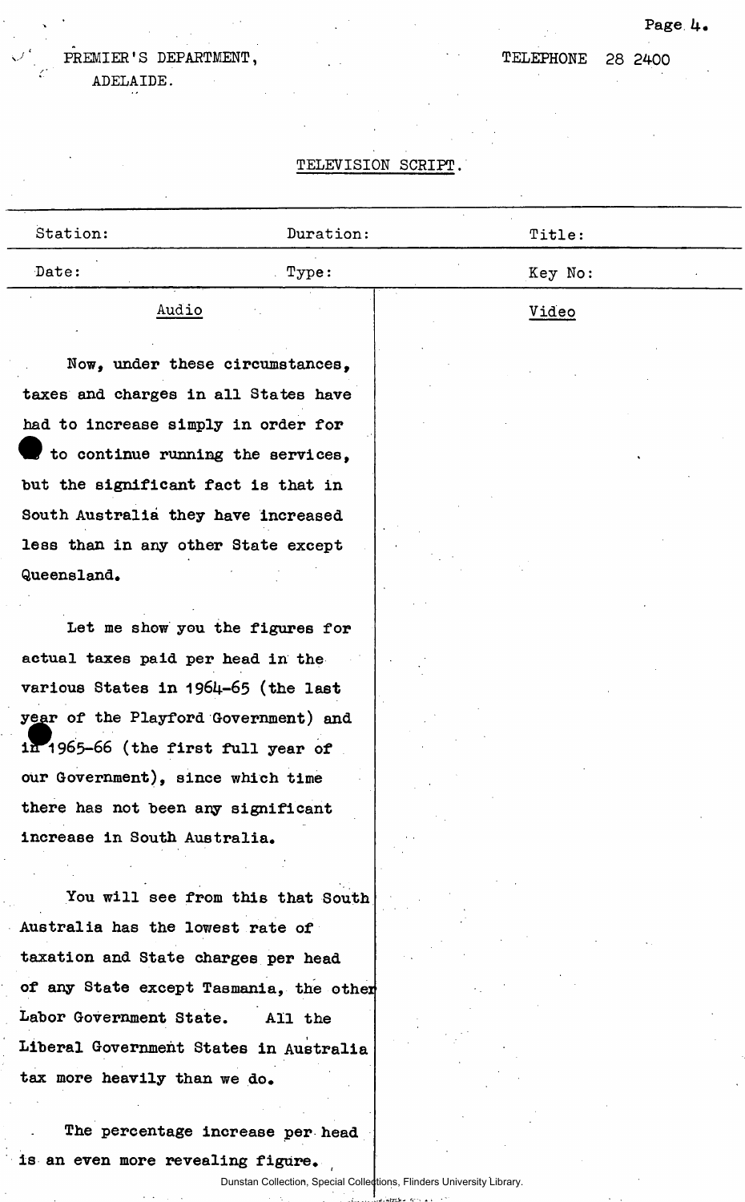PREMIER'S DEPARTMENT,
ADELAIDE.

TELEPHONE 28 2400

TELEVISION SCRIPT.

| Station: | Duration: | Title: |
|---|---|---|
| Date: | Type: | Key No: |

| Audio | Video |
|---|---|
| Now, under these circumstances, taxes and charges in all States have had to increase simply in order for us to continue running the services, but the significant fact is that in South Australia they have increased less than in any other State except Queensland. | |
| Let me show you the figures for actual taxes paid per head in the various States in 1964-65 (the last year of the Playford Government) and in 1965-66 (the first full year of our Government), since which time there has not been any significant increase in South Australia. | |
| You will see from this that South Australia has the lowest rate of taxation and State charges per head of any State except Tasmania, the other Labor Government State. All the Liberal Government States in Australia tax more heavily than we do. | |
| The percentage increase per head is an even more revealing figure. | |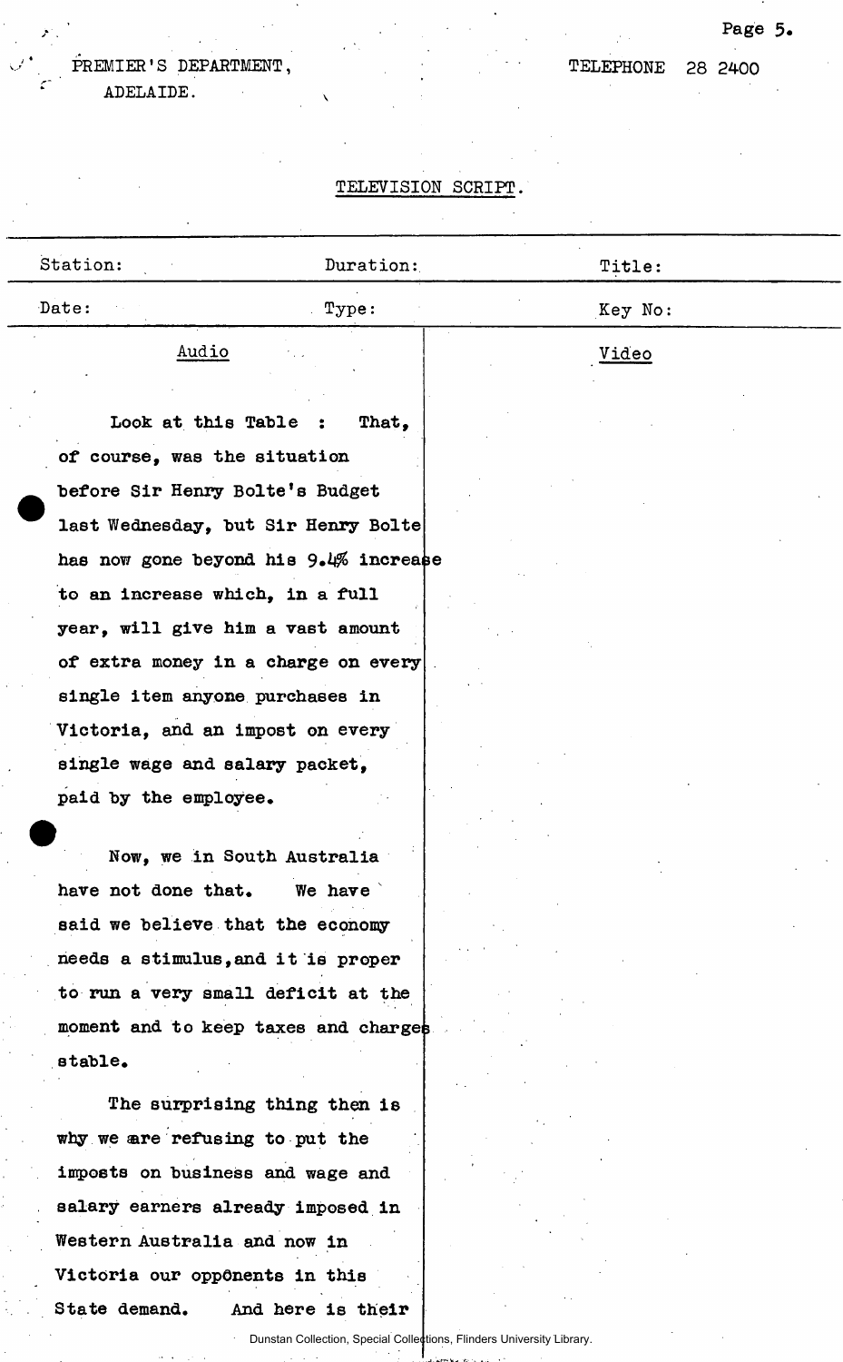PREMIER'S DEPARTMENT,
ADELAIDE.

TELEPHONE 28 2400

TELEVISION SCRIPT.

| Station: | Duration: | Title: |
|---|---|---|
| Date: | Type: | Key No: |

| Audio | Video |
|---|---|
| Look at this Table : That, of course, was the situation before Sir Henry Bolte's Budget last Wednesday, but Sir Henry Bolte has now gone beyond his 9.4% increase to an increase which, in a full year, will give him a vast amount of extra money in a charge on every single item anyone purchases in Victoria, and an impost on every single wage and salary packet, paid by the employee. | |
| Now, we in South Australia have not done that. We have said we believe that the economy needs a stimulus, and it is proper to run a very small deficit at the moment and to keep taxes and charges stable. | |
| The surprising thing then is why we are refusing to put the imposts on business and wage and salary earners already imposed in Western Australia and now in Victoria our oppOnents in this State demand. And here is their | |

Dunstan Collection, Special Collections, Flinders University Library.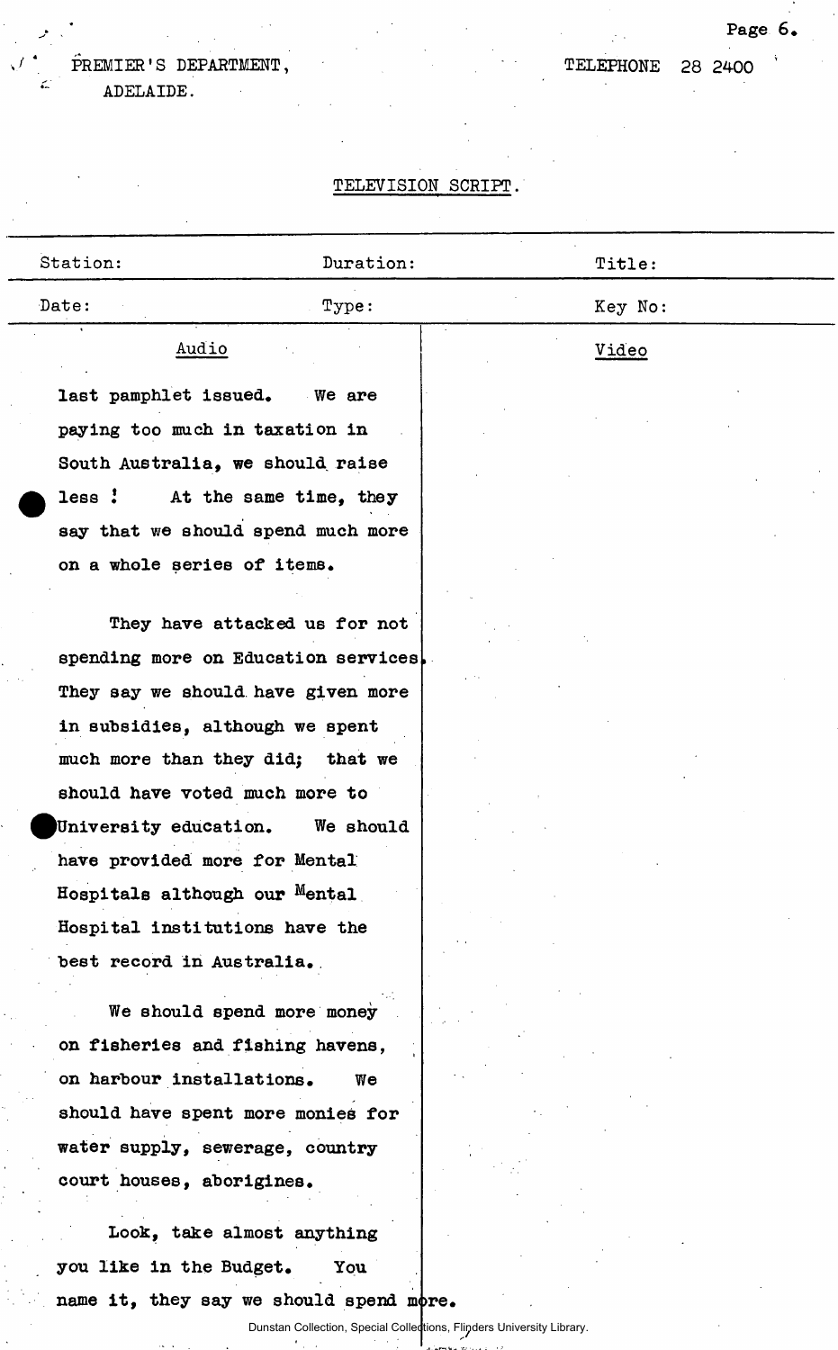PREMIER'S DEPARTMENT,
ADELAIDE.

TELEPHONE 28 2400

TELEVISION SCRIPT.

| Station: | Duration: | Title: |
|---|---|---|
| Date: | Type: | Key No: |

| Audio | Video |
|---|---|
| last pamphlet issued. We are paying too much in taxation in South Australia, we should raise less ! At the same time, they say that we should spend much more on a whole series of items. | |
| They have attacked us for not spending more on Education services. They say we should have given more in subsidies, although we spent much more than they did; that we should have voted much more to University education. We should have provided more for Mental Hospitals although our Mental Hospital institutions have the best record in Australia. | |
| We should spend more money on fisheries and fishing havens, on harbour installations. We should have spent more monies for water supply, sewerage, country court houses, aborigines. | |
| Look, take almost anything you like in the Budget. You name it, they say we should spend more. | |

Dunstan Collection, Special Collections, Flinders University Library.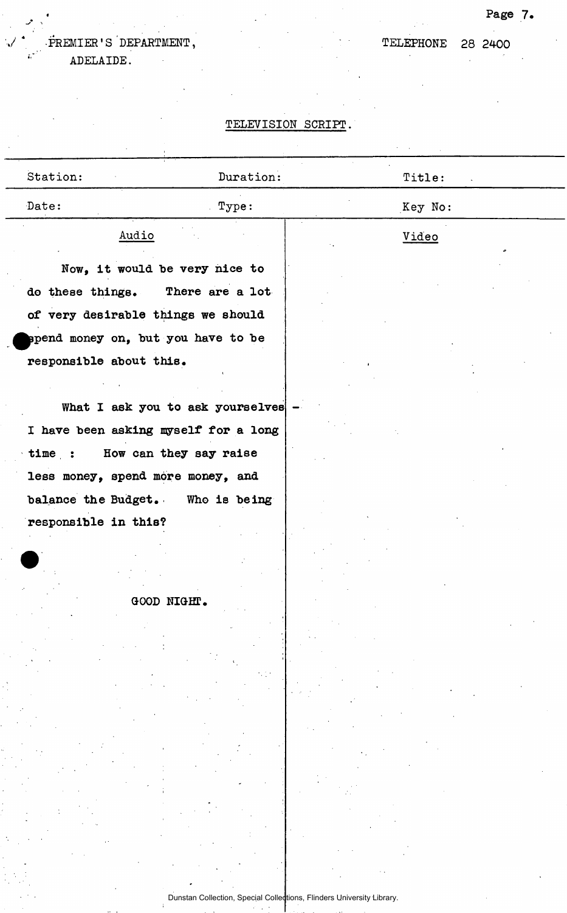PREMIER'S DEPARTMENT,
ADELAIDE.

TELEPHONE 28 2400

TELEVISION SCRIPT.

| Station: | Duration: | Title: |
|---|---|---|
| Date: | Type: | Key No: |

| Audio | Video |
|---|---|
| Now, it would be very nice to do these things. There are a lot of very desirable things we should spend money on, but you have to be responsible about this. | |
| What I ask you to ask yourselves - I have been asking myself for a long time : How can they say raise less money, spend more money, and balance the Budget. Who is being responsible in this? | |
| GOOD NIGHT. | |

Dunstan Collection, Special Collections, Flinders University Library.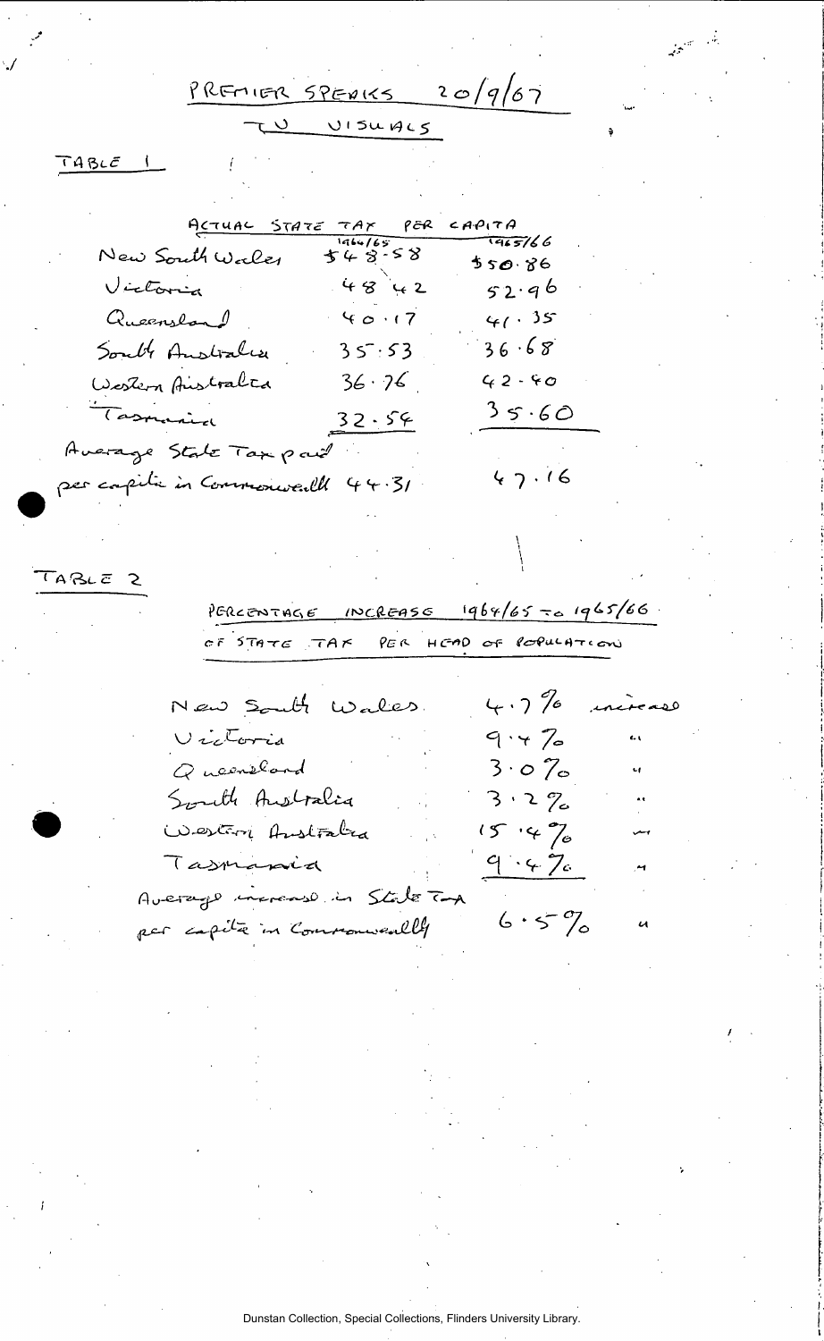PREMIER SPEAKS 20/9/67

TV VISUALS

TABLE 1

ACTUAL STATE TAX PER CAPITA

| | 1964/65 | 1965/66 |
|---|---|---|
| New South Wales | $48.58 | $50.86 |
| Victoria | 48.42 | 52.96 |
| Queensland | 40.17 | 41.35 |
| South Australia | 35.53 | 36.68 |
| Western Australia | 36.76 | 42.40 |
| Tasmania | 32.54 | 35.60 |
| Average State Tax paid per capita in Commonwealth | 44.31 | 47.16 |

TABLE 2

PERCENTAGE INCREASE 1964/65 to 1965/66 OF STATE TAX PER HEAD OF POPULATION

| | | |
|---|---|---|
| New South Wales | 4.7% | increase |
| Victoria | 9.4% | " |
| Queensland | 3.0% | " |
| South Australia | 3.2% | " |
| Western Australia | 15.4% | " |
| Tasmania | 9.4% | " |
| Average increase in State Tax per capita in Commonwealth | 6.5% | " |